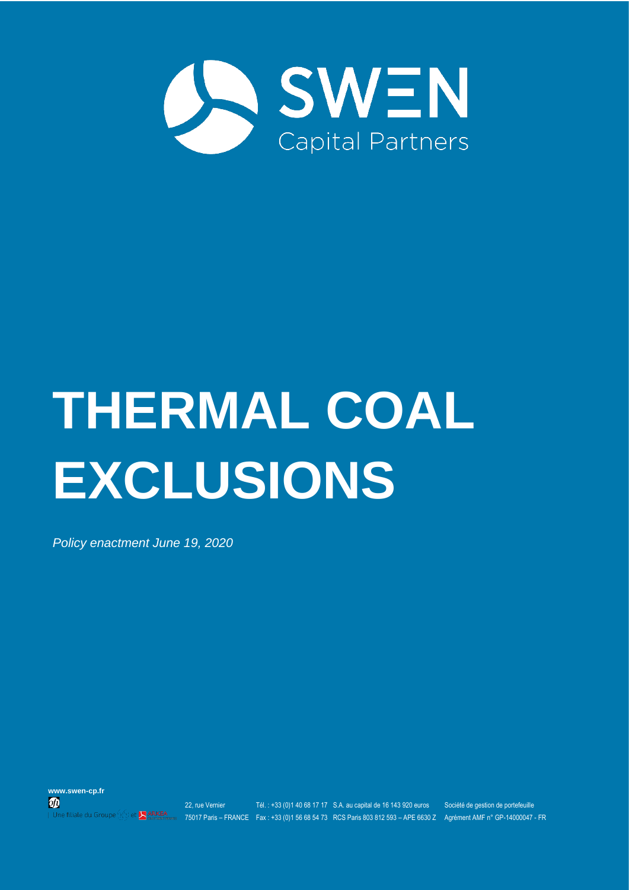SWEN
Capital Partners

# THERMAL COAL EXCLUSIONS

*Policy enactment June 19, 2020*

**www.swen-cp.fr**

Une filiale du Groupe OFI et SOLFEA

22, rue Vernier
75017 Paris – FRANCE

Tél. : +33 (0)1 40 68 17 17
Fax : +33 (0)1 56 68 54 73

S.A. au capital de 16 143 920 euros
RCS Paris 803 812 593 – APE 6630 Z

Société de gestion de portefeuille
Agrément AMF n° GP-14000047 - FR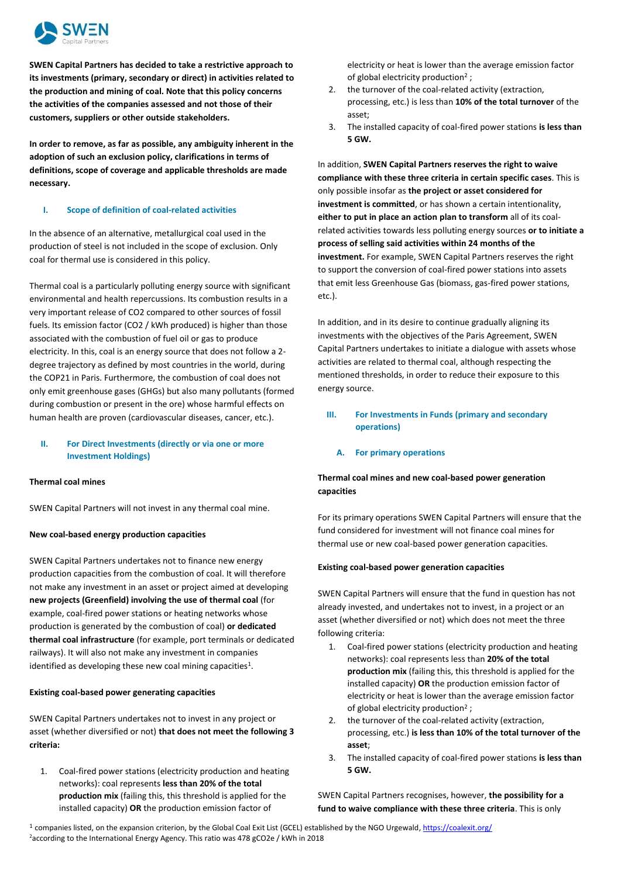SWEN Capital Partners

**SWEN Capital Partners has decided to take a restrictive approach to its investments (primary, secondary or direct) in activities related to the production and mining of coal. Note that this policy concerns the activities of the companies assessed and not those of their customers, suppliers or other outside stakeholders.**

**In order to remove, as far as possible, any ambiguity inherent in the adoption of such an exclusion policy, clarifications in terms of definitions, scope of coverage and applicable thresholds are made necessary.**

## I. Scope of definition of coal-related activities

In the absence of an alternative, metallurgical coal used in the production of steel is not included in the scope of exclusion. Only coal for thermal use is considered in this policy.

Thermal coal is a particularly polluting energy source with significant environmental and health repercussions. Its combustion results in a very important release of $CO_2$ compared to other sources of fossil fuels. Its emission factor ($CO_2$ / kWh produced) is higher than those associated with the combustion of fuel oil or gas to produce electricity. In this, coal is an energy source that does not follow a 2-degree trajectory as defined by most countries in the world, during the COP21 in Paris. Furthermore, the combustion of coal does not only emit greenhouse gases (GHGs) but also many pollutants (formed during combustion or present in the ore) whose harmful effects on human health are proven (cardiovascular diseases, cancer, etc.).

## II. For Direct Investments (directly or via one or more Investment Holdings)

**Thermal coal mines**

SWEN Capital Partners will not invest in any thermal coal mine.

**New coal-based energy production capacities**

SWEN Capital Partners undertakes not to finance new energy production capacities from the combustion of coal. It will therefore not make any investment in an asset or project aimed at developing **new projects (Greenfield) involving the use of thermal coal** (for example, coal-fired power stations or heating networks whose production is generated by the combustion of coal) **or dedicated thermal coal infrastructure** (for example, port terminals or dedicated railways). It will also not make any investment in companies identified as developing these new coal mining capacities[1].

**Existing coal-based power generating capacities**

SWEN Capital Partners undertakes not to invest in any project or asset (whether diversified or not) **that does not meet the following 3 criteria:**

1. Coal-fired power stations (electricity production and heating networks): coal represents **less than 20% of the total production mix** (failing this, this threshold is applied for the installed capacity) **OR** the production emission factor of electricity or heat is lower than the average emission factor of global electricity production[2] ;
2. the turnover of the coal-related activity (extraction, processing, etc.) is less than **10% of the total turnover** of the asset;
3. The installed capacity of coal-fired power stations **is less than 5 GW.**

In addition, **SWEN Capital Partners reserves the right to waive compliance with these three criteria in certain specific cases**. This is only possible insofar as **the project or asset considered for investment is committed**, or has shown a certain intentionality, **either to put in place an action plan to transform** all of its coal-related activities towards less polluting energy sources **or to initiate a process of selling said activities within 24 months of the investment.** For example, SWEN Capital Partners reserves the right to support the conversion of coal-fired power stations into assets that emit less Greenhouse Gas (biomass, gas-fired power stations, etc.).

In addition, and in its desire to continue gradually aligning its investments with the objectives of the Paris Agreement, SWEN Capital Partners undertakes to initiate a dialogue with assets whose activities are related to thermal coal, although respecting the mentioned thresholds, in order to reduce their exposure to this energy source.

## III. For Investments in Funds (primary and secondary operations)

### A. For primary operations

**Thermal coal mines and new coal-based power generation capacities**

For its primary operations SWEN Capital Partners will ensure that the fund considered for investment will not finance coal mines for thermal use or new coal-based power generation capacities.

**Existing coal-based power generation capacities**

SWEN Capital Partners will ensure that the fund in question has not already invested, and undertakes not to invest, in a project or an asset (whether diversified or not) which does not meet the three following criteria:

1. Coal-fired power stations (electricity production and heating networks): coal represents less than **20% of the total production mix** (failing this, this threshold is applied for the installed capacity) **OR** the production emission factor of electricity or heat is lower than the average emission factor of global electricity production[2] ;
2. the turnover of the coal-related activity (extraction, processing, etc.) **is less than 10% of the total turnover of the asset**;
3. The installed capacity of coal-fired power stations **is less than 5 GW.**

SWEN Capital Partners recognises, however, **the possibility for a fund to waive compliance with these three criteria**. This is only

[1] companies listed, on the expansion criterion, by the Global Coal Exit List (GCEL) established by the NGO Urgewald, https://coalexit.org/

[2] according to the International Energy Agency. This ratio was 478 $gCO_2e$ / kWh in 2018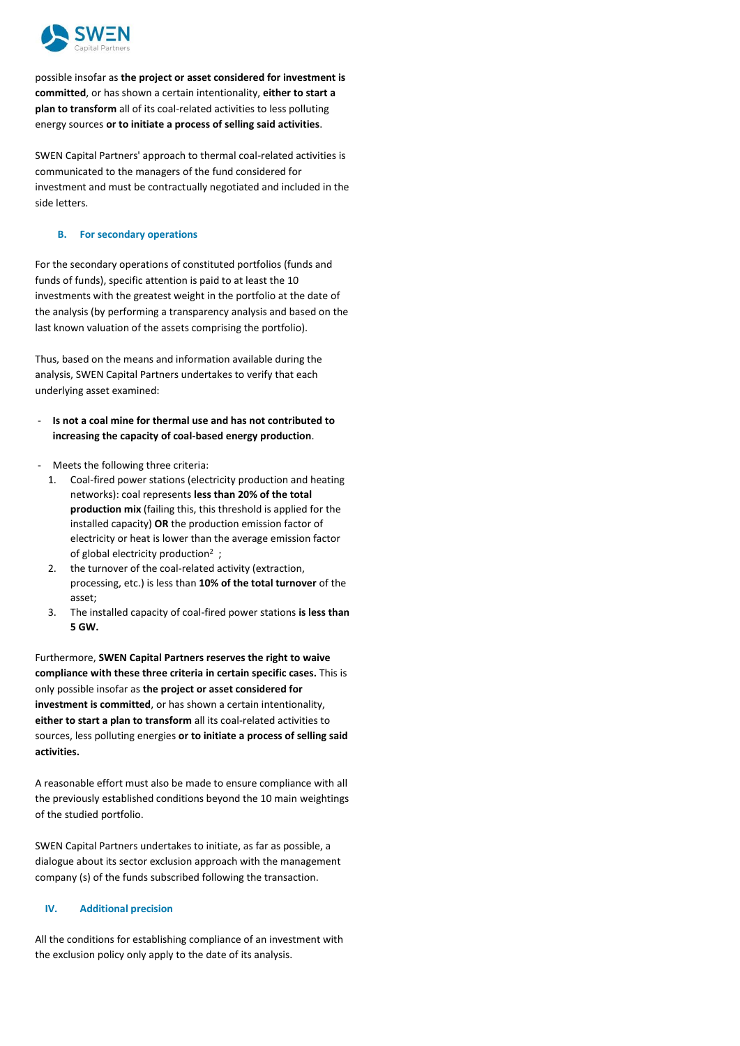possible insofar as **the project or asset considered for investment is committed**, or has shown a certain intentionality, **either to start a plan to transform** all of its coal-related activities to less polluting energy sources **or to initiate a process of selling said activities**.

SWEN Capital Partners' approach to thermal coal-related activities is communicated to the managers of the fund considered for investment and must be contractually negotiated and included in the side letters.

### B. For secondary operations

For the secondary operations of constituted portfolios (funds and funds of funds), specific attention is paid to at least the 10 investments with the greatest weight in the portfolio at the date of the analysis (by performing a transparency analysis and based on the last known valuation of the assets comprising the portfolio).

Thus, based on the means and information available during the analysis, SWEN Capital Partners undertakes to verify that each underlying asset examined:

- **Is not a coal mine for thermal use and has not contributed to increasing the capacity of coal-based energy production**.
- Meets the following three criteria:
  1. Coal-fired power stations (electricity production and heating networks): coal represents **less than 20% of the total production mix** (failing this, this threshold is applied for the installed capacity) **OR** the production emission factor of electricity or heat is lower than the average emission factor of global electricity production[2] ;
  2. the turnover of the coal-related activity (extraction, processing, etc.) is less than **10% of the total turnover** of the asset;
  3. The installed capacity of coal-fired power stations **is less than 5 GW.**

Furthermore, **SWEN Capital Partners reserves the right to waive compliance with these three criteria in certain specific cases.** This is only possible insofar as **the project or asset considered for investment is committed**, or has shown a certain intentionality, **either to start a plan to transform** all its coal-related activities to sources, less polluting energies **or to initiate a process of selling said activities.**

A reasonable effort must also be made to ensure compliance with all the previously established conditions beyond the 10 main weightings of the studied portfolio.

SWEN Capital Partners undertakes to initiate, as far as possible, a dialogue about its sector exclusion approach with the management company (s) of the funds subscribed following the transaction.

## IV. Additional precision

All the conditions for establishing compliance of an investment with the exclusion policy only apply to the date of its analysis.